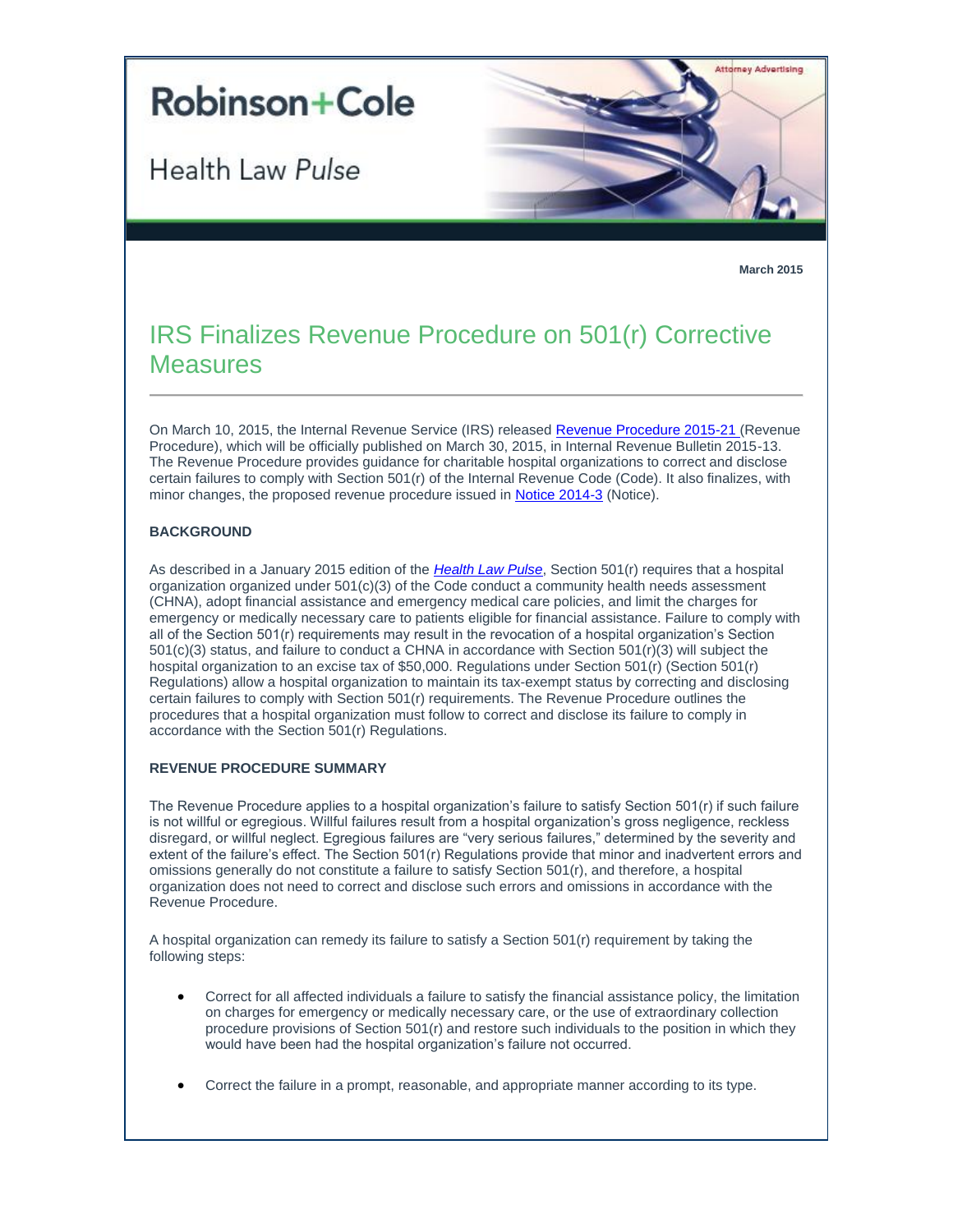# Robinson+Cole

Health Law *Pulse*

Attorney Advertising

**March 2015**

## IRS Finalizes Revenue Procedure on 501(r) Corrective Measures

On March 10, 2015, the Internal Revenue Service (IRS) released Revenue Procedure 2015-21 (Revenue Procedure), which will be officially published on March 30, 2015, in Internal Revenue Bulletin 2015-13. The Revenue Procedure provides guidance for charitable hospital organizations to correct and disclose certain failures to comply with Section 501(r) of the Internal Revenue Code (Code). It also finalizes, with minor changes, the proposed revenue procedure issued in Notice 2014-3 (Notice).

**BACKGROUND**

As described in a January 2015 edition of the ***Health Law Pulse***, Section 501(r) requires that a hospital organization organized under 501(c)(3) of the Code conduct a community health needs assessment (CHNA), adopt financial assistance and emergency medical care policies, and limit the charges for emergency or medically necessary care to patients eligible for financial assistance. Failure to comply with all of the Section 501(r) requirements may result in the revocation of a hospital organization's Section 501(c)(3) status, and failure to conduct a CHNA in accordance with Section 501(r)(3) will subject the hospital organization to an excise tax of $50,000. Regulations under Section 501(r) (Section 501(r) Regulations) allow a hospital organization to maintain its tax-exempt status by correcting and disclosing certain failures to comply with Section 501(r) requirements. The Revenue Procedure outlines the procedures that a hospital organization must follow to correct and disclose its failure to comply in accordance with the Section 501(r) Regulations.

**REVENUE PROCEDURE SUMMARY**

The Revenue Procedure applies to a hospital organization's failure to satisfy Section 501(r) if such failure is not willful or egregious. Willful failures result from a hospital organization's gross negligence, reckless disregard, or willful neglect. Egregious failures are "very serious failures," determined by the severity and extent of the failure's effect. The Section 501(r) Regulations provide that minor and inadvertent errors and omissions generally do not constitute a failure to satisfy Section 501(r), and therefore, a hospital organization does not need to correct and disclose such errors and omissions in accordance with the Revenue Procedure.

A hospital organization can remedy its failure to satisfy a Section 501(r) requirement by taking the following steps:

- Correct for all affected individuals a failure to satisfy the financial assistance policy, the limitation on charges for emergency or medically necessary care, or the use of extraordinary collection procedure provisions of Section 501(r) and restore such individuals to the position in which they would have been had the hospital organization's failure not occurred.
- Correct the failure in a prompt, reasonable, and appropriate manner according to its type.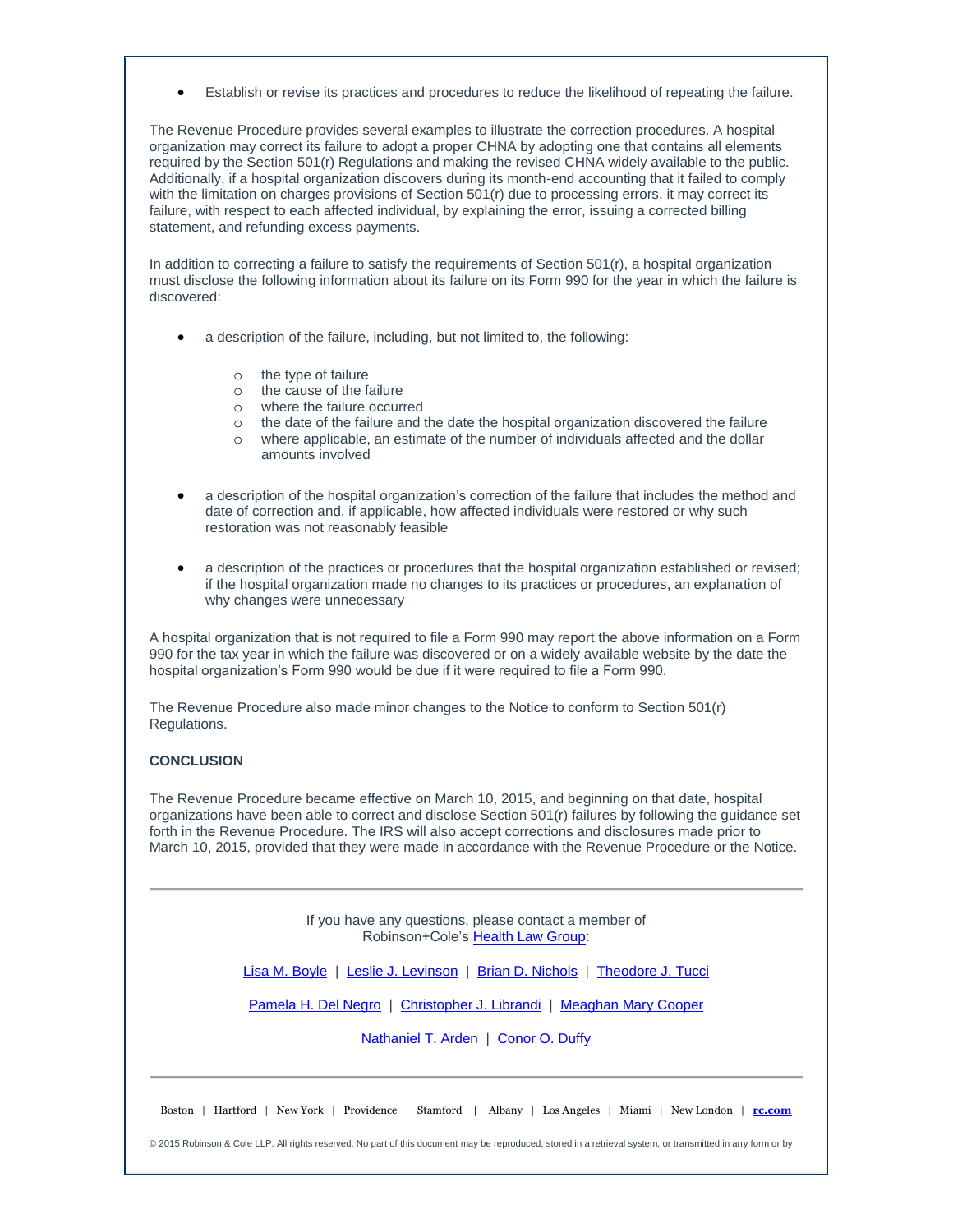- Establish or revise its practices and procedures to reduce the likelihood of repeating the failure.

The Revenue Procedure provides several examples to illustrate the correction procedures. A hospital organization may correct its failure to adopt a proper CHNA by adopting one that contains all elements required by the Section 501(r) Regulations and making the revised CHNA widely available to the public. Additionally, if a hospital organization discovers during its month-end accounting that it failed to comply with the limitation on charges provisions of Section 501(r) due to processing errors, it may correct its failure, with respect to each affected individual, by explaining the error, issuing a corrected billing statement, and refunding excess payments.

In addition to correcting a failure to satisfy the requirements of Section 501(r), a hospital organization must disclose the following information about its failure on its Form 990 for the year in which the failure is discovered:

- a description of the failure, including, but not limited to, the following:
    - the type of failure
    - the cause of the failure
    - where the failure occurred
    - the date of the failure and the date the hospital organization discovered the failure
    - where applicable, an estimate of the number of individuals affected and the dollar amounts involved
- a description of the hospital organization's correction of the failure that includes the method and date of correction and, if applicable, how affected individuals were restored or why such restoration was not reasonably feasible
- a description of the practices or procedures that the hospital organization established or revised; if the hospital organization made no changes to its practices or procedures, an explanation of why changes were unnecessary

A hospital organization that is not required to file a Form 990 may report the above information on a Form 990 for the tax year in which the failure was discovered or on a widely available website by the date the hospital organization's Form 990 would be due if it were required to file a Form 990.

The Revenue Procedure also made minor changes to the Notice to conform to Section 501(r) Regulations.

**CONCLUSION**

The Revenue Procedure became effective on March 10, 2015, and beginning on that date, hospital organizations have been able to correct and disclose Section 501(r) failures by following the guidance set forth in the Revenue Procedure. The IRS will also accept corrections and disclosures made prior to March 10, 2015, provided that they were made in accordance with the Revenue Procedure or the Notice.

---

If you have any questions, please contact a member of Robinson+Cole's Health Law Group:

Lisa M. Boyle | Leslie J. Levinson | Brian D. Nichols | Theodore J. Tucci

Pamela H. Del Negro | Christopher J. Librandi | Meaghan Mary Cooper

Nathaniel T. Arden | Conor O. Duffy

---

Boston | Hartford | New York | Providence | Stamford | Albany | Los Angeles | Miami | New London | rc.com

© 2015 Robinson & Cole LLP. All rights reserved. No part of this document may be reproduced, stored in a retrieval system, or transmitted in any form or by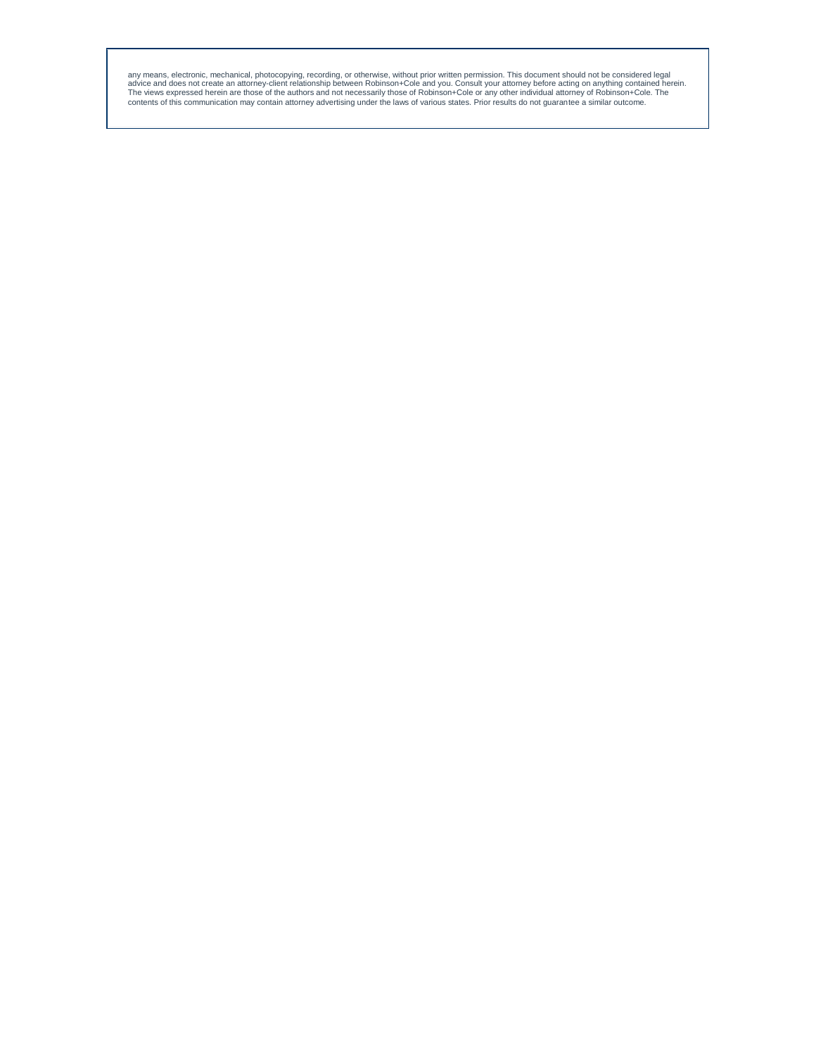any means, electronic, mechanical, photocopying, recording, or otherwise, without prior written permission. This document should not be considered legal advice and does not create an attorney-client relationship between Robinson+Cole and you. Consult your attorney before acting on anything contained herein. The views expressed herein are those of the authors and not necessarily those of Robinson+Cole or any other individual attorney of Robinson+Cole. The contents of this communication may contain attorney advertising under the laws of various states. Prior results do not guarantee a similar outcome.